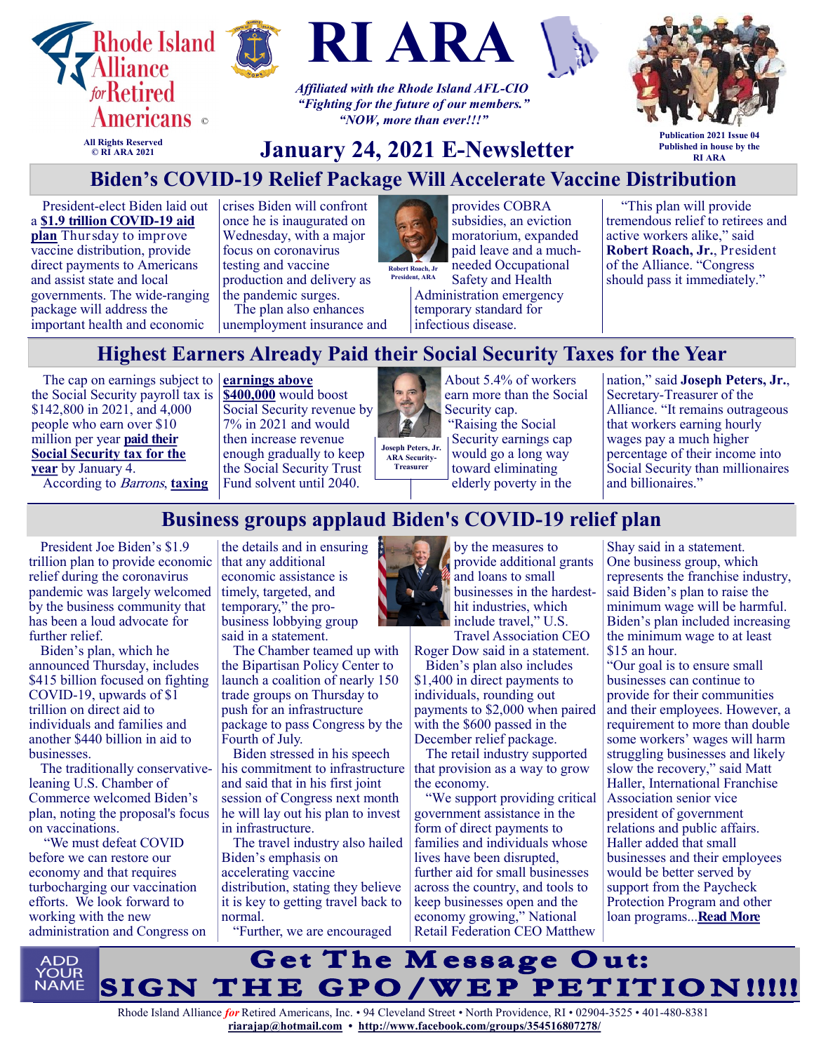# RI ARA

Rhode Island Alliance for Retired Americans ©

All Rights Reserved
© RI ARA 2021

*Affiliated with the Rhode Island AFL-CIO*
*"Fighting for the future of our members."*
*"NOW, more than ever!!!"*

Publication 2021 Issue 04
Published in house by the RI ARA

## January 24, 2021 E-Newsletter

## Biden's COVID-19 Relief Package Will Accelerate Vaccine Distribution

President-elect Biden laid out a **$1.9 trillion COVID-19 aid plan** Thursday to improve vaccine distribution, provide direct payments to Americans and assist state and local governments. The wide-ranging package will address the important health and economic crises Biden will confront once he is inaugurated on Wednesday, with a major focus on coronavirus testing and vaccine production and delivery as the pandemic surges.

The plan also enhances unemployment insurance and provides COBRA subsidies, an eviction moratorium, expanded paid leave and a much-needed Occupational Safety and Health Administration emergency temporary standard for infectious disease.

Robert Roach, Jr
President, ARA

"This plan will provide tremendous relief to retirees and active workers alike," said **Robert Roach, Jr.**, President of the Alliance. "Congress should pass it immediately."

## Highest Earners Already Paid their Social Security Taxes for the Year

The cap on earnings subject to the Social Security payroll tax is $142,800 in 2021, and 4,000 people who earn over $10 million per year **paid their Social Security tax for the year** by January 4.

According to *Barrons*, **taxing earnings above $400,000** would boost Social Security revenue by 7% in 2021 and would then increase revenue enough gradually to keep the Social Security Trust Fund solvent until 2040.

Joseph Peters, Jr.
ARA Security-Treasurer

About 5.4% of workers earn more than the Social Security cap.

"Raising the Social Security earnings cap would go a long way toward eliminating elderly poverty in the nation," said **Joseph Peters, Jr.**, Secretary-Treasurer of the Alliance. "It remains outrageous that workers earning hourly wages pay a much higher percentage of their income into Social Security than millionaires and billionaires."

## Business groups applaud Biden's COVID-19 relief plan

President Joe Biden's $1.9 trillion plan to provide economic relief during the coronavirus pandemic was largely welcomed by the business community that has been a loud advocate for further relief.

Biden's plan, which he announced Thursday, includes $415 billion focused on fighting COVID-19, upwards of $1 trillion on direct aid to individuals and families and another $440 billion in aid to businesses.

The traditionally conservative-leaning U.S. Chamber of Commerce welcomed Biden's plan, noting the proposal's focus on vaccinations.

"We must defeat COVID before we can restore our economy and that requires turbocharging our vaccination efforts. We look forward to working with the new administration and Congress on the details and in ensuring that any additional economic assistance is timely, targeted, and temporary," the pro-business lobbying group said in a statement.

The Chamber teamed up with the Bipartisan Policy Center to launch a coalition of nearly 150 trade groups on Thursday to push for an infrastructure package to pass Congress by the Fourth of July.

Biden stressed in his speech his commitment to infrastructure and said that in his first joint session of Congress next month he will lay out his plan to invest in infrastructure.

The travel industry also hailed Biden's emphasis on accelerating vaccine distribution, stating they believe it is key to getting travel back to normal.

"Further, we are encouraged by the measures to provide additional grants and loans to small businesses in the hardest-hit industries, which include travel," U.S. Travel Association CEO Roger Dow said in a statement.

Biden's plan also includes $1,400 in direct payments to individuals, rounding out payments to $2,000 when paired with the $600 passed in the December relief package.

The retail industry supported that provision as a way to grow the economy.

"We support providing critical government assistance in the form of direct payments to families and individuals whose lives have been disrupted, further aid for small businesses across the country, and tools to keep businesses open and the economy growing," National Retail Federation CEO Matthew Shay said in a statement.

One business group, which represents the franchise industry, said Biden's plan to raise the minimum wage will be harmful. Biden's plan included increasing the minimum wage to at least $15 an hour.

"Our goal is to ensure small businesses can continue to provide for their communities and their employees. However, a requirement to more than double some workers' wages will harm struggling businesses and likely slow the recovery," said Matt Haller, International Franchise Association senior vice president of government relations and public affairs. Haller added that small businesses and their employees would be better served by support from the Paycheck Protection Program and other loan programs...**Read More**

ADD YOUR NAME

## Get The Message Out: SIGN THE GPO/WEP PETITION!!!!!

Rhode Island Alliance *for* Retired Americans, Inc. • 94 Cleveland Street • North Providence, RI • 02904-3525 • 401-480-8381
**riarajap@hotmail.com** • **http://www.facebook.com/groups/354516807278/**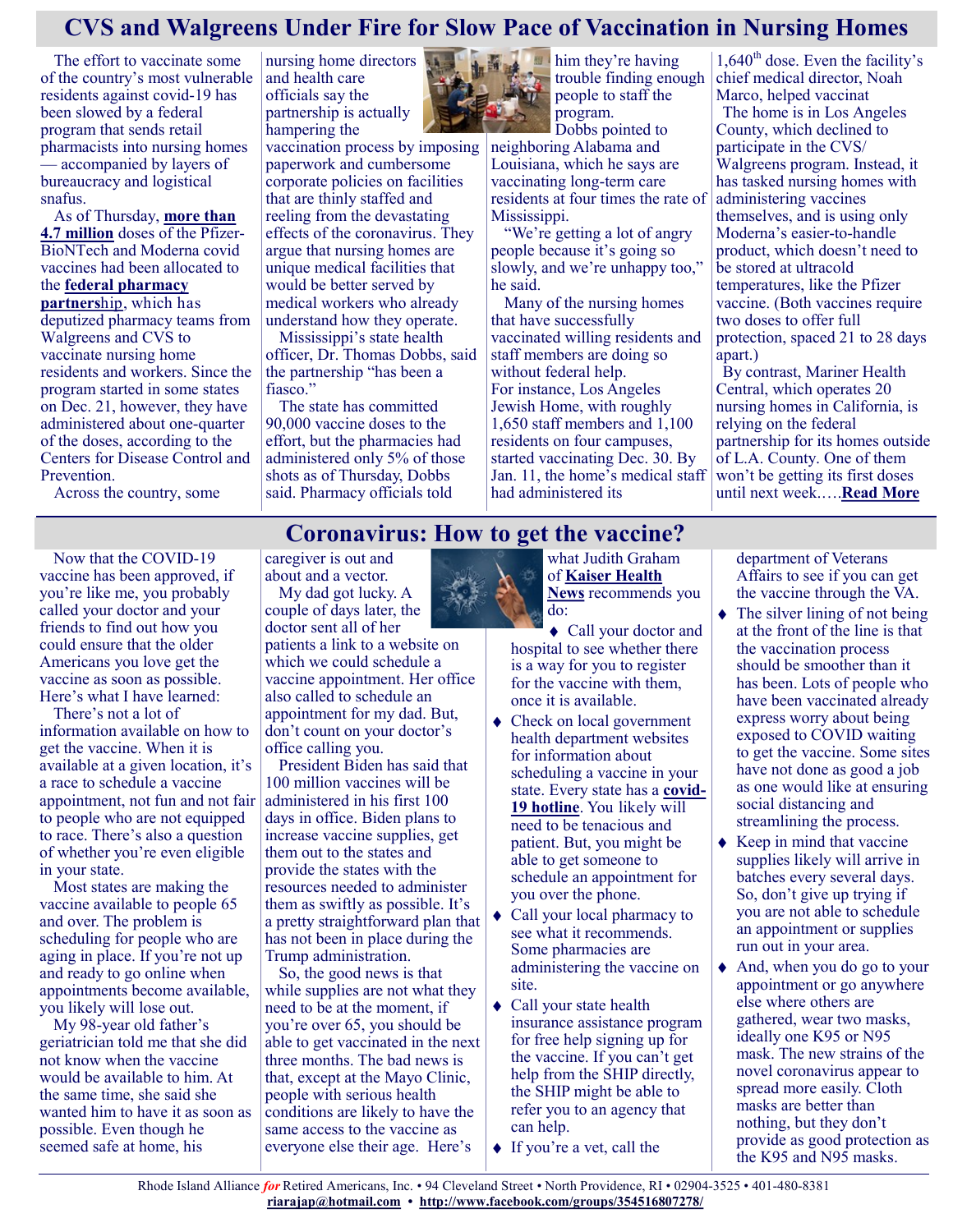## CVS and Walgreens Under Fire for Slow Pace of Vaccination in Nursing Homes

The effort to vaccinate some of the country's most vulnerable residents against covid-19 has been slowed by a federal program that sends retail pharmacists into nursing homes — accompanied by layers of bureaucracy and logistical snafus.

As of Thursday, **more than 4.7 million** doses of the Pfizer-BioNTech and Moderna covid vaccines had been allocated to the **federal pharmacy partnership**, which has deputized pharmacy teams from Walgreens and CVS to vaccinate nursing home residents and workers. Since the program started in some states on Dec. 21, however, they have administered about one-quarter of the doses, according to the Centers for Disease Control and Prevention.

Across the country, some nursing home directors and health care officials say the partnership is actually hampering the vaccination process by imposing paperwork and cumbersome corporate policies on facilities that are thinly staffed and reeling from the devastating effects of the coronavirus. They argue that nursing homes are unique medical facilities that would be better served by medical workers who already understand how they operate.

Mississippi's state health officer, Dr. Thomas Dobbs, said the partnership "has been a fiasco."

The state has committed 90,000 vaccine doses to the effort, but the pharmacies had administered only 5% of those shots as of Thursday, Dobbs said. Pharmacy officials told him they're having trouble finding enough people to staff the program.

Dobbs pointed to neighboring Alabama and Louisiana, which he says are vaccinating long-term care residents at four times the rate of Mississippi.

"We're getting a lot of angry people because it's going so slowly, and we're unhappy too," he said.

Many of the nursing homes that have successfully vaccinated willing residents and staff members are doing so without federal help.

For instance, Los Angeles Jewish Home, with roughly 1,650 staff members and 1,100 residents on four campuses, started vaccinating Dec. 30. By Jan. 11, the home's medical staff had administered its 1,640th dose. Even the facility's chief medical director, Noah Marco, helped vaccinat

The home is in Los Angeles County, which declined to participate in the CVS/Walgreens program. Instead, it has tasked nursing homes with administering vaccines themselves, and is using only Moderna's easier-to-handle product, which doesn't need to be stored at ultracold temperatures, like the Pfizer vaccine. (Both vaccines require two doses to offer full protection, spaced 21 to 28 days apart.)

By contrast, Mariner Health Central, which operates 20 nursing homes in California, is relying on the federal partnership for its homes outside of L.A. County. One of them won't be getting its first doses until next week.….**Read More**

## Coronavirus: How to get the vaccine?

Now that the COVID-19 vaccine has been approved, if you're like me, you probably called your doctor and your friends to find out how you could ensure that the older Americans you love get the vaccine as soon as possible. Here's what I have learned:

There's not a lot of information available on how to get the vaccine. When it is available at a given location, it's a race to schedule a vaccine appointment, not fun and not fair to people who are not equipped to race. There's also a question of whether you're even eligible in your state.

Most states are making the vaccine available to people 65 and over. The problem is scheduling for people who are aging in place. If you're not up and ready to go online when appointments become available, you likely will lose out.

My 98-year old father's geriatrician told me that she did not know when the vaccine would be available to him. At the same time, she said she wanted him to have it as soon as possible. Even though he seemed safe at home, his caregiver is out and about and a vector.

My dad got lucky. A couple of days later, the doctor sent all of her patients a link to a website on which we could schedule a vaccine appointment. Her office also called to schedule an appointment for my dad. But, don't count on your doctor's office calling you.

President Biden has said that 100 million vaccines will be administered in his first 100 days in office. Biden plans to increase vaccine supplies, get them out to the states and provide the states with the resources needed to administer them as swiftly as possible. It's a pretty straightforward plan that has not been in place during the Trump administration.

So, the good news is that while supplies are not what they need to be at the moment, if you're over 65, you should be able to get vaccinated in the next three months. The bad news is that, except at the Mayo Clinic, people with serious health conditions are likely to have the same access to the vaccine as everyone else their age. Here's what Judith Graham of **Kaiser Health News** recommends you do:

- Call your doctor and hospital to see whether there is a way for you to register for the vaccine with them, once it is available.
- Check on local government health department websites for information about scheduling a vaccine in your state. Every state has a **covid-19 hotline**. You likely will need to be tenacious and patient. But, you might be able to get someone to schedule an appointment for you over the phone.
- Call your local pharmacy to see what it recommends. Some pharmacies are administering the vaccine on site.
- Call your state health insurance assistance program for free help signing up for the vaccine. If you can't get help from the SHIP directly, the SHIP might be able to refer you to an agency that can help.
- If you're a vet, call the department of Veterans Affairs to see if you can get the vaccine through the VA.
- The silver lining of not being at the front of the line is that the vaccination process should be smoother than it has been. Lots of people who have been vaccinated already express worry about being exposed to COVID waiting to get the vaccine. Some sites have not done as good a job as one would like at ensuring social distancing and streamlining the process.
- Keep in mind that vaccine supplies likely will arrive in batches every several days. So, don't give up trying if you are not able to schedule an appointment or supplies run out in your area.
- And, when you do go to your appointment or go anywhere else where others are gathered, wear two masks, ideally one K95 or N95 mask. The new strains of the novel coronavirus appear to spread more easily. Cloth masks are better than nothing, but they don't provide as good protection as the K95 and N95 masks.

Rhode Island Alliance *for* Retired Americans, Inc. • 94 Cleveland Street • North Providence, RI • 02904-3525 • 401-480-8381
**riarajap@hotmail.com** • **http://www.facebook.com/groups/354516807278/**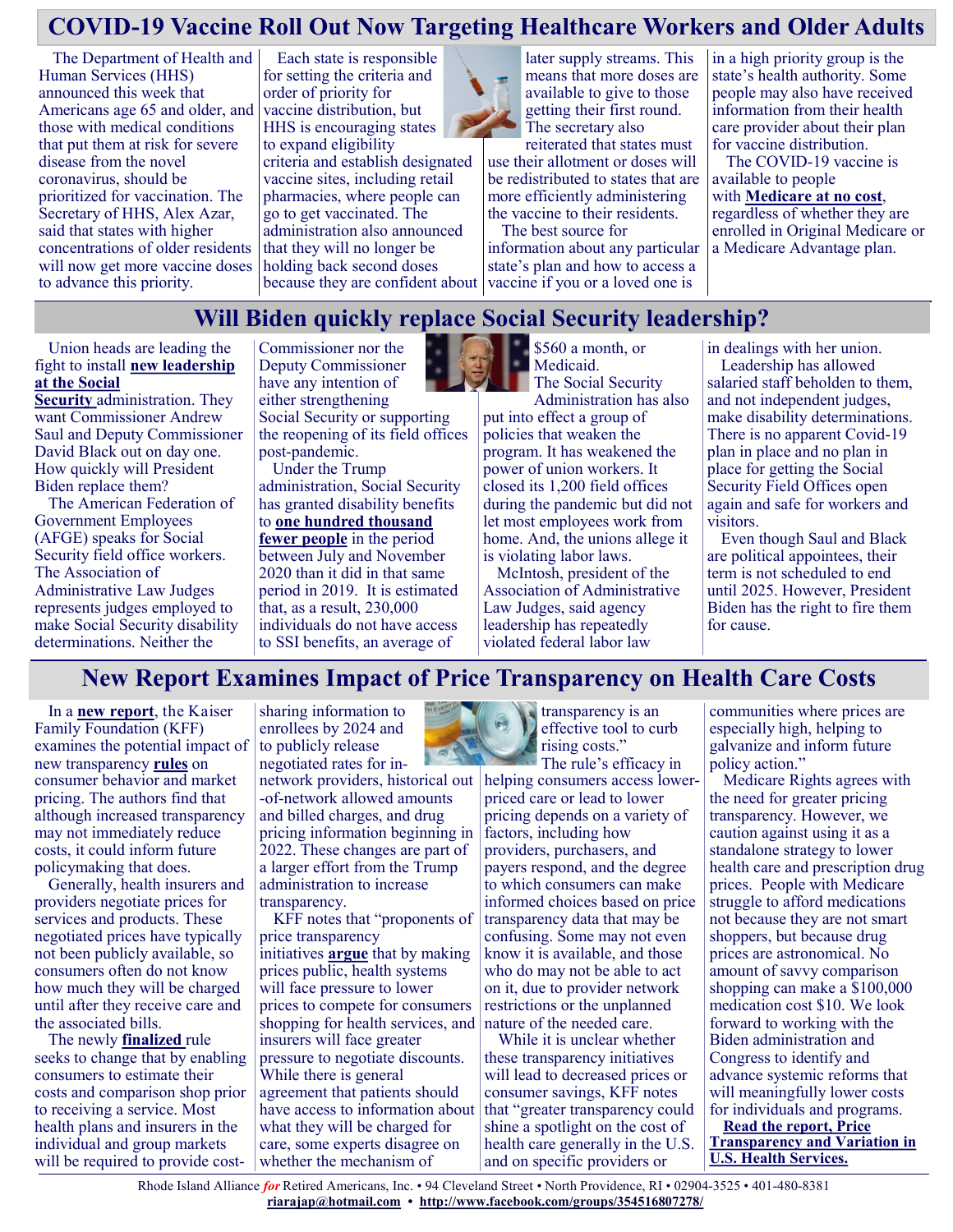## COVID-19 Vaccine Roll Out Now Targeting Healthcare Workers and Older Adults

The Department of Health and Human Services (HHS) announced this week that Americans age 65 and older, and those with medical conditions that put them at risk for severe disease from the novel coronavirus, should be prioritized for vaccination. The Secretary of HHS, Alex Azar, said that states with higher concentrations of older residents will now get more vaccine doses to advance this priority.

Each state is responsible for setting the criteria and order of priority for vaccine distribution, but HHS is encouraging states to expand eligibility criteria and establish designated vaccine sites, including retail pharmacies, where people can go to get vaccinated. The administration also announced that they will no longer be holding back second doses because they are confident about later supply streams. This means that more doses are available to give to those getting their first round. The secretary also reiterated that states must use their allotment or doses will be redistributed to states that are more efficiently administering the vaccine to their residents.

The best source for information about any particular state's plan and how to access a vaccine if you or a loved one is in a high priority group is the state's health authority. Some people may also have received information from their health care provider about their plan for vaccine distribution.

The COVID-19 vaccine is available to people with **Medicare at no cost**, regardless of whether they are enrolled in Original Medicare or a Medicare Advantage plan.

## Will Biden quickly replace Social Security leadership?

Union heads are leading the fight to install **new leadership at the Social Security** administration. They want Commissioner Andrew Saul and Deputy Commissioner David Black out on day one. How quickly will President Biden replace them?

The American Federation of Government Employees (AFGE) speaks for Social Security field office workers. The Association of Administrative Law Judges represents judges employed to make Social Security disability determinations. Neither the Commissioner nor the Deputy Commissioner have any intention of either strengthening Social Security or supporting the reopening of its field offices post-pandemic.

Under the Trump administration, Social Security has granted disability benefits to **one hundred thousand fewer people** in the period between July and November 2020 than it did in that same period in 2019. It is estimated that, as a result, 230,000 individuals do not have access to SSI benefits, an average of $560 a month, or Medicaid.

The Social Security Administration has also put into effect a group of policies that weaken the program. It has weakened the power of union workers. It closed its 1,200 field offices during the pandemic but did not let most employees work from home. And, the unions allege it is violating labor laws.

McIntosh, president of the Association of Administrative Law Judges, said agency leadership has repeatedly violated federal labor law in dealings with her union.

Leadership has allowed salaried staff beholden to them, and not independent judges, make disability determinations. There is no apparent Covid-19 plan in place and no plan in place for getting the Social Security Field Offices open again and safe for workers and visitors.

Even though Saul and Black are political appointees, their term is not scheduled to end until 2025. However, President Biden has the right to fire them for cause.

## New Report Examines Impact of Price Transparency on Health Care Costs

In a **new report**, the Kaiser Family Foundation (KFF) examines the potential impact of new transparency **rules** on consumer behavior and market pricing. The authors find that although increased transparency may not immediately reduce costs, it could inform future policymaking that does.

Generally, health insurers and providers negotiate prices for services and products. These negotiated prices have typically not been publicly available, so consumers often do not know how much they will be charged until after they receive care and the associated bills.

The newly **finalized** rule seeks to change that by enabling consumers to estimate their costs and comparison shop prior to receiving a service. Most health plans and insurers in the individual and group markets will be required to provide cost-sharing information to enrollees by 2024 and to publicly release negotiated rates for in-network providers, historical out-of-network allowed amounts and billed charges, and drug pricing information beginning in 2022. These changes are part of a larger effort from the Trump administration to increase transparency.

KFF notes that "proponents of price transparency initiatives **argue** that by making prices public, health systems will face pressure to lower prices to compete for consumers shopping for health services, and insurers will face greater pressure to negotiate discounts. While there is general agreement that patients should have access to information about what they will be charged for care, some experts disagree on whether the mechanism of transparency is an effective tool to curb rising costs."

The rule's efficacy in helping consumers access lower-priced care or lead to lower pricing depends on a variety of factors, including how providers, purchasers, and payers respond, and the degree to which consumers can make informed choices based on price transparency data that may be confusing. Some may not even know it is available, and those who do may not be able to act on it, due to provider network restrictions or the unplanned nature of the needed care.

While it is unclear whether these transparency initiatives will lead to decreased prices or consumer savings, KFF notes that "greater transparency could shine a spotlight on the cost of health care generally in the U.S. and on specific providers or communities where prices are especially high, helping to galvanize and inform future policy action."

Medicare Rights agrees with the need for greater pricing transparency. However, we caution against using it as a standalone strategy to lower health care and prescription drug prices. People with Medicare struggle to afford medications not because they are not smart shoppers, but because drug prices are astronomical. No amount of savvy comparison shopping can make a $100,000 medication cost $10. We look forward to working with the Biden administration and Congress to identify and advance systemic reforms that will meaningfully lower costs for individuals and programs.

**Read the report, Price Transparency and Variation in U.S. Health Services.**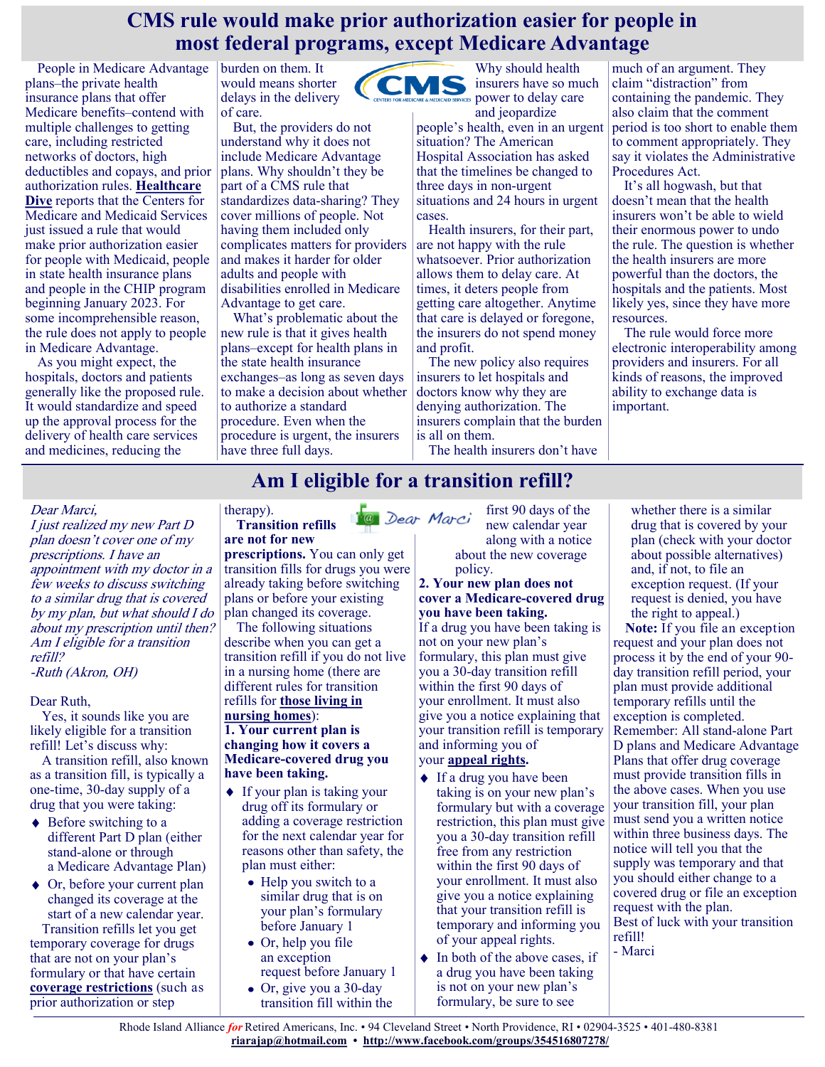# CMS rule would make prior authorization easier for people in most federal programs, except Medicare Advantage

People in Medicare Advantage plans–the private health insurance plans that offer Medicare benefits–contend with multiple challenges to getting care, including restricted networks of doctors, high deductibles and copays, and prior authorization rules. **Healthcare Dive** reports that the Centers for Medicare and Medicaid Services just issued a rule that would make prior authorization easier for people with Medicaid, people in state health insurance plans and people in the CHIP program beginning January 2023. For some incomprehensible reason, the rule does not apply to people in Medicare Advantage.

As you might expect, the hospitals, doctors and patients generally like the proposed rule. It would standardize and speed up the approval process for the delivery of health care services and medicines, reducing the burden on them. It would means shorter delays in the delivery of care.

But, the providers do not understand why it does not include Medicare Advantage plans. Why shouldn't they be part of a CMS rule that standardizes data-sharing? They cover millions of people. Not having them included only complicates matters for providers and makes it harder for older adults and people with disabilities enrolled in Medicare Advantage to get care.

What's problematic about the new rule is that it gives health plans–except for health plans in the state health insurance exchanges–as long as seven days to make a decision about whether to authorize a standard procedure. Even when the procedure is urgent, the insurers have three full days.

Why should health insurers have so much power to delay care and jeopardize people's health, even in an urgent situation? The American Hospital Association has asked that the timelines be changed to three days in non-urgent situations and 24 hours in urgent cases.

Health insurers, for their part, are not happy with the rule whatsoever. Prior authorization allows them to delay care. At times, it deters people from getting care altogether. Anytime that care is delayed or foregone, the insurers do not spend money and profit.

The new policy also requires insurers to let hospitals and doctors know why they are denying authorization. The insurers complain that the burden is all on them.

The health insurers don't have much of an argument. They claim "distraction" from containing the pandemic. They also claim that the comment period is too short to enable them to comment appropriately. They say it violates the Administrative Procedures Act.

It's all hogwash, but that doesn't mean that the health insurers won't be able to wield their enormous power to undo the rule. The question is whether the health insurers are more powerful than the doctors, the hospitals and the patients. Most likely yes, since they have more resources.

The rule would force more electronic interoperability among providers and insurers. For all kinds of reasons, the improved ability to exchange data is important.

# Am I eligible for a transition refill?

*Dear Marci,*

*I just realized my new Part D plan doesn't cover one of my prescriptions. I have an appointment with my doctor in a few weeks to discuss switching to a similar drug that is covered by my plan, but what should I do about my prescription until then? Am I eligible for a transition refill?*

*-Ruth (Akron, OH)*

Dear Ruth,

Yes, it sounds like you are likely eligible for a transition refill! Let's discuss why:

A transition refill, also known as a transition fill, is typically a one-time, 30-day supply of a drug that you were taking:

- Before switching to a different Part D plan (either stand-alone or through a Medicare Advantage Plan)
- Or, before your current plan changed its coverage at the start of a new calendar year.

Transition refills let you get temporary coverage for drugs that are not on your plan's formulary or that have certain **coverage restrictions** (such as prior authorization or step therapy).

**Transition refills are not for new prescriptions.** You can only get transition fills for drugs you were already taking before switching plans or before your existing plan changed its coverage.

The following situations describe when you can get a transition refill if you do not live in a nursing home (there are different rules for transition refills for **those living in nursing homes**):

**1. Your current plan is changing how it covers a Medicare-covered drug you have been taking.**

- If your plan is taking your drug off its formulary or adding a coverage restriction for the next calendar year for reasons other than safety, the plan must either:
  - Help you switch to a similar drug that is on your plan's formulary before January 1
  - Or, help you file an exception request before January 1
  - Or, give you a 30-day transition fill within the first 90 days of the new calendar year along with a notice about the new coverage policy.

**2. Your new plan does not cover a Medicare-covered drug you have been taking.**

If a drug you have been taking is not on your new plan's formulary, this plan must give you a 30-day transition refill within the first 90 days of your enrollment. It must also give you a notice explaining that your transition refill is temporary and informing you of your **appeal rights**.

- If a drug you have been taking is on your new plan's formulary but with a coverage restriction, this plan must give you a 30-day transition refill free from any restriction within the first 90 days of your enrollment. It must also give you a notice explaining that your transition refill is temporary and informing you of your appeal rights.
- In both of the above cases, if a drug you have been taking is not on your new plan's formulary, be sure to see whether there is a similar drug that is covered by your plan (check with your doctor about possible alternatives) and, if not, to file an exception request. (If your request is denied, you have the right to appeal.)

**Note:** If you file an exception request and your plan does not process it by the end of your 90-day transition refill period, your plan must provide additional temporary refills until the exception is completed.

Remember: All stand-alone Part D plans and Medicare Advantage Plans that offer drug coverage must provide transition fills in the above cases. When you use your transition fill, your plan must send you a written notice within three business days. The notice will tell you that the supply was temporary and that you should either change to a covered drug or file an exception request with the plan.

Best of luck with your transition refill!

- Marci

Rhode Island Alliance *for* Retired Americans, Inc. • 94 Cleveland Street • North Providence, RI • 02904-3525 • 401-480-8381
**riarajap@hotmail.com** • **http://www.facebook.com/groups/354516807278/**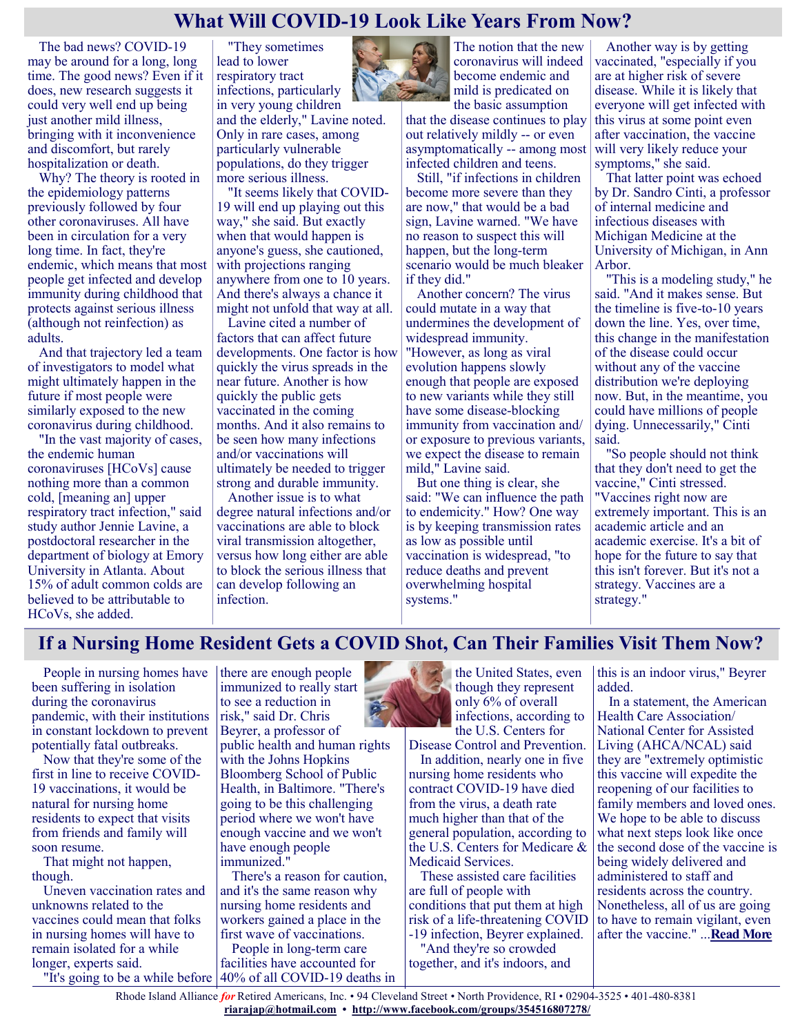# What Will COVID-19 Look Like Years From Now?

The bad news? COVID-19 may be around for a long, long time. The good news? Even if it does, new research suggests it could very well end up being just another mild illness, bringing with it inconvenience and discomfort, but rarely hospitalization or death.

Why? The theory is rooted in the epidemiology patterns previously followed by four other coronaviruses. All have been in circulation for a very long time. In fact, they're endemic, which means that most people get infected and develop immunity during childhood that protects against serious illness (although not reinfection) as adults.

And that trajectory led a team of investigators to model what might ultimately happen in the future if most people were similarly exposed to the new coronavirus during childhood.

"In the vast majority of cases, the endemic human coronaviruses [HCoVs] cause nothing more than a common cold, [meaning an] upper respiratory tract infection," said study author Jennie Lavine, a postdoctoral researcher in the department of biology at Emory University in Atlanta. About 15% of adult common colds are believed to be attributable to HCoVs, she added.

"They sometimes lead to lower respiratory tract infections, particularly in very young children and the elderly," Lavine noted. Only in rare cases, among particularly vulnerable populations, do they trigger more serious illness.

"It seems likely that COVID-19 will end up playing out this way," she said. But exactly when that would happen is anyone's guess, she cautioned, with projections ranging anywhere from one to 10 years. And there's always a chance it might not unfold that way at all.

Lavine cited a number of factors that can affect future developments. One factor is how quickly the virus spreads in the near future. Another is how quickly the public gets vaccinated in the coming months. And it also remains to be seen how many infections and/or vaccinations will ultimately be needed to trigger strong and durable immunity.

Another issue is to what degree natural infections and/or vaccinations are able to block viral transmission altogether, versus how long either are able to block the serious illness that can develop following an infection.

The notion that the new coronavirus will indeed become endemic and mild is predicated on the basic assumption that the disease continues to play out relatively mildly -- or even asymptomatically -- among most infected children and teens.

Still, "if infections in children become more severe than they are now," that would be a bad sign, Lavine warned. "We have no reason to suspect this will happen, but the long-term scenario would be much bleaker if they did."

Another concern? The virus could mutate in a way that undermines the development of widespread immunity. "However, as long as viral evolution happens slowly enough that people are exposed to new variants while they still have some disease-blocking immunity from vaccination and/or exposure to previous variants, we expect the disease to remain mild," Lavine said.

But one thing is clear, she said: "We can influence the path to endemicity." How? One way is by keeping transmission rates as low as possible until vaccination is widespread, "to reduce deaths and prevent overwhelming hospital systems."

Another way is by getting vaccinated, "especially if you are at higher risk of severe disease. While it is likely that everyone will get infected with this virus at some point even after vaccination, the vaccine will very likely reduce your symptoms," she said.

That latter point was echoed by Dr. Sandro Cinti, a professor of internal medicine and infectious diseases with Michigan Medicine at the University of Michigan, in Ann Arbor.

"This is a modeling study," he said. "And it makes sense. But the timeline is five-to-10 years down the line. Yes, over time, this change in the manifestation of the disease could occur without any of the vaccine distribution we're deploying now. But, in the meantime, you could have millions of people dying. Unnecessarily," Cinti said.

"So people should not think that they don't need to get the vaccine," Cinti stressed. "Vaccines right now are extremely important. This is an academic article and an academic exercise. It's a bit of hope for the future to say that this isn't forever. But it's not a strategy. Vaccines are a strategy."

# If a Nursing Home Resident Gets a COVID Shot, Can Their Families Visit Them Now?

People in nursing homes have been suffering in isolation during the coronavirus pandemic, with their institutions in constant lockdown to prevent potentially fatal outbreaks.

Now that they're some of the first in line to receive COVID-19 vaccinations, it would be natural for nursing home residents to expect that visits from friends and family will soon resume.

That might not happen, though.

Uneven vaccination rates and unknowns related to the vaccines could mean that folks in nursing homes will have to remain isolated for a while longer, experts said.

"It's going to be a while before there are enough people immunized to really start to see a reduction in risk," said Dr. Chris Beyrer, a professor of public health and human rights with the Johns Hopkins Bloomberg School of Public Health, in Baltimore. "There's going to be this challenging period where we won't have enough vaccine and we won't have enough people immunized."

There's a reason for caution, and it's the same reason why nursing home residents and workers gained a place in the first wave of vaccinations.

People in long-term care facilities have accounted for 40% of all COVID-19 deaths in the United States, even though they represent only 6% of overall infections, according to the U.S. Centers for Disease Control and Prevention.

In addition, nearly one in five nursing home residents who contract COVID-19 have died from the virus, a death rate much higher than that of the general population, according to the U.S. Centers for Medicare & Medicaid Services.

These assisted care facilities are full of people with conditions that put them at high risk of a life-threatening COVID-19 infection, Beyrer explained.

"And they're so crowded together, and it's indoors, and this is an indoor virus," Beyrer added.

In a statement, the American Health Care Association/National Center for Assisted Living (AHCA/NCAL) said they are "extremely optimistic this vaccine will expedite the reopening of our facilities to family members and loved ones. We hope to be able to discuss what next steps look like once the second dose of the vaccine is being widely delivered and administered to staff and residents across the country. Nonetheless, all of us are going to have to remain vigilant, even after the vaccine." ...**Read More**

Rhode Island Alliance *for* Retired Americans, Inc. • 94 Cleveland Street • North Providence, RI • 02904-3525 • 401-480-8381
**riarajap@hotmail.com** • **http://www.facebook.com/groups/354516807278/**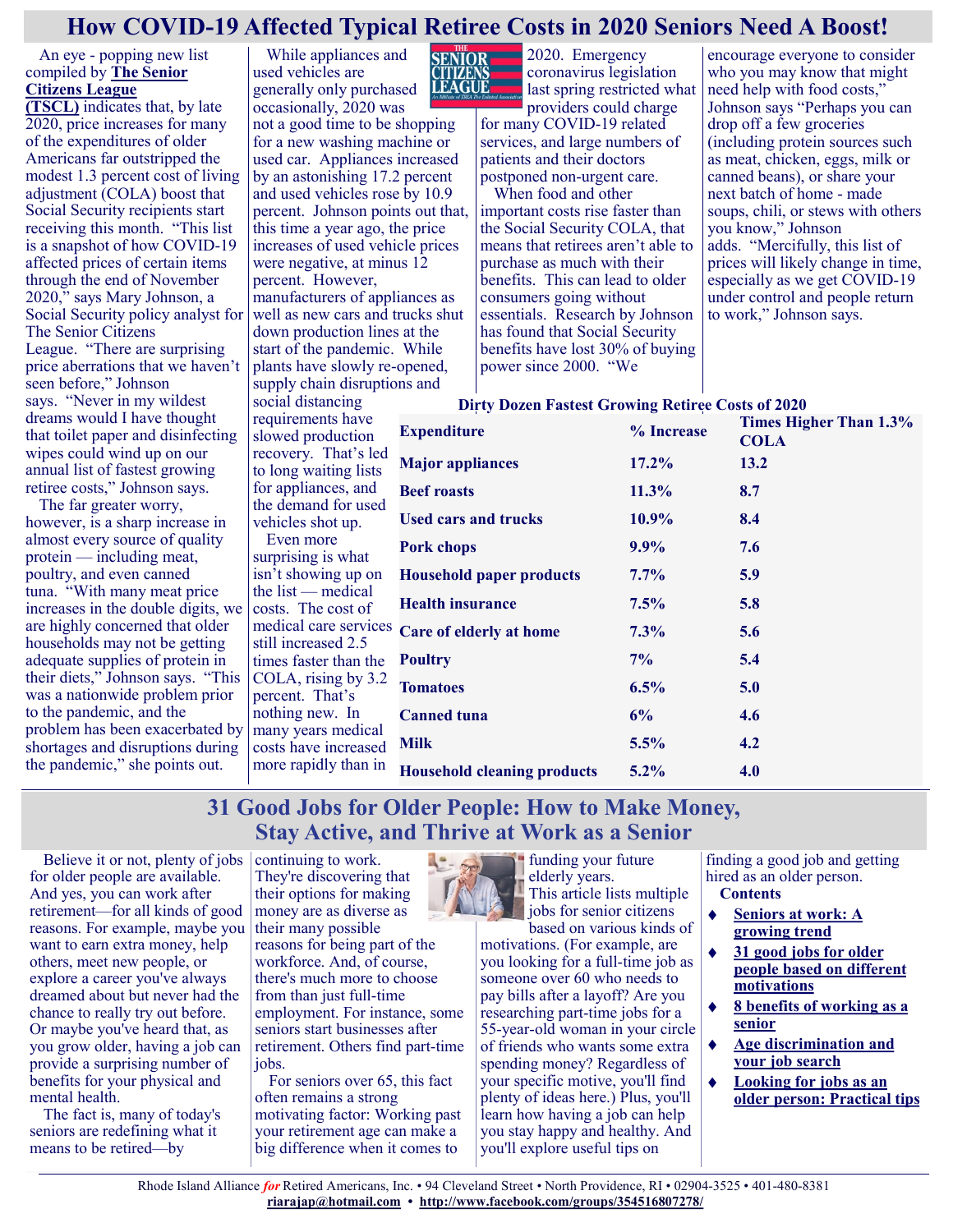# How COVID-19 Affected Typical Retiree Costs in 2020 Seniors Need A Boost!

An eye - popping new list compiled by **The Senior Citizens League (TSCL)** indicates that, by late 2020, price increases for many of the expenditures of older Americans far outstripped the modest 1.3 percent cost of living adjustment (COLA) boost that Social Security recipients start receiving this month. "This list is a snapshot of how COVID-19 affected prices of certain items through the end of November 2020," says Mary Johnson, a Social Security policy analyst for The Senior Citizens League. "There are surprising price aberrations that we haven't seen before," Johnson says. "Never in my wildest dreams would I have thought that toilet paper and disinfecting wipes could wind up on our annual list of fastest growing retiree costs," Johnson says.

The far greater worry, however, is a sharp increase in almost every source of quality protein — including meat, poultry, and even canned tuna. "With many meat price increases in the double digits, we are highly concerned that older households may not be getting adequate supplies of protein in their diets," Johnson says. "This was a nationwide problem prior to the pandemic, and the problem has been exacerbated by shortages and disruptions during the pandemic," she points out.

While appliances and used vehicles are generally only purchased occasionally, 2020 was not a good time to be shopping for a new washing machine or used car. Appliances increased by an astonishing 17.2 percent and used vehicles rose by 10.9 percent. Johnson points out that, this time a year ago, the price increases of used vehicle prices were negative, at minus 12 percent. However, manufacturers of appliances as well as new cars and trucks shut down production lines at the start of the pandemic. While plants have slowly re-opened, supply chain disruptions and social distancing requirements have slowed production recovery. That's led to long waiting lists for appliances, and the demand for used vehicles shot up.

Even more surprising is what isn't showing up on the list — medical costs. The cost of medical care services still increased 2.5 times faster than the COLA, rising by 3.2 percent. That's nothing new. In many years medical costs have increased more rapidly than in 2020. Emergency coronavirus legislation last spring restricted what providers could charge for many COVID-19 related services, and large numbers of patients and their doctors postponed non-urgent care.

When food and other important costs rise faster than the Social Security COLA, that means that retirees aren't able to purchase as much with their benefits. This can lead to older consumers going without essentials. Research by Johnson has found that Social Security benefits have lost 30% of buying power since 2000. "We encourage everyone to consider who you may know that might need help with food costs," Johnson says "Perhaps you can drop off a few groceries (including protein sources such as meat, chicken, eggs, milk or canned beans), or share your next batch of home - made soups, chili, or stews with others you know," Johnson adds. "Mercifully, this list of prices will likely change in time, especially as we get COVID-19 under control and people return to work," Johnson says.

**Dirty Dozen Fastest Growing Retiree Costs of 2020**

| Expenditure | % Increase | Times Higher Than 1.3% COLA |
|---|---|---|
| Major appliances | 17.2% | 13.2 |
| Beef roasts | 11.3% | 8.7 |
| Used cars and trucks | 10.9% | 8.4 |
| Pork chops | 9.9% | 7.6 |
| Household paper products | 7.7% | 5.9 |
| Health insurance | 7.5% | 5.8 |
| Care of elderly at home | 7.3% | 5.6 |
| Poultry | 7% | 5.4 |
| Tomatoes | 6.5% | 5.0 |
| Canned tuna | 6% | 4.6 |
| Milk | 5.5% | 4.2 |
| Household cleaning products | 5.2% | 4.0 |

# 31 Good Jobs for Older People: How to Make Money, Stay Active, and Thrive at Work as a Senior

Believe it or not, plenty of jobs for older people are available. And yes, you can work after retirement—for all kinds of good reasons. For example, maybe you want to earn extra money, help others, meet new people, or explore a career you've always dreamed about but never had the chance to really try out before. Or maybe you've heard that, as you grow older, having a job can provide a surprising number of benefits for your physical and mental health.

The fact is, many of today's seniors are redefining what it means to be retired—by continuing to work. They're discovering that their options for making money are as diverse as their many possible reasons for being part of the workforce. And, of course, there's much more to choose from than just full-time employment. For instance, some seniors start businesses after retirement. Others find part-time jobs.

For seniors over 65, this fact often remains a strong motivating factor: Working past your retirement age can make a big difference when it comes to funding your future elderly years.

This article lists multiple jobs for senior citizens based on various kinds of motivations. (For example, are you looking for a full-time job as someone over 60 who needs to pay bills after a layoff? Are you researching part-time jobs for a 55-year-old woman in your circle of friends who wants some extra spending money? Regardless of your specific motive, you'll find plenty of ideas here.) Plus, you'll learn how having a job can help you stay happy and healthy. And you'll explore useful tips on finding a good job and getting hired as an older person.

**Contents**

- **Seniors at work: A growing trend**
- **31 good jobs for older people based on different motivations**
- **8 benefits of working as a senior**
- **Age discrimination and your job search**
- **Looking for jobs as an older person: Practical tips**

Rhode Island Alliance *for* Retired Americans, Inc. • 94 Cleveland Street • North Providence, RI • 02904-3525 • 401-480-8381
riarajap@hotmail.com • http://www.facebook.com/groups/354516807278/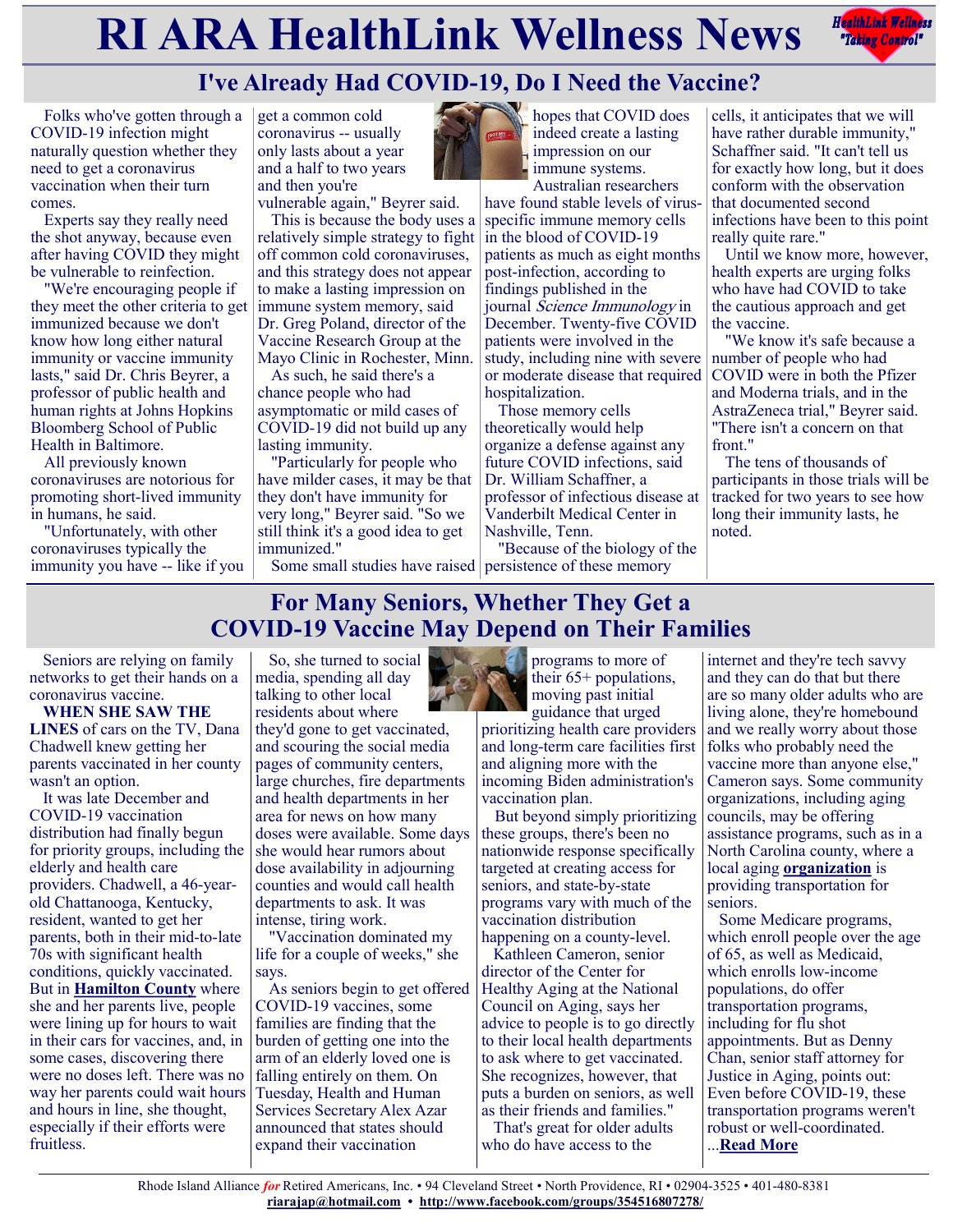# RI ARA HealthLink Wellness News

## I've Already Had COVID-19, Do I Need the Vaccine?

Folks who've gotten through a COVID-19 infection might naturally question whether they need to get a coronavirus vaccination when their turn comes.

Experts say they really need the shot anyway, because even after having COVID they might be vulnerable to reinfection.

"We're encouraging people if they meet the other criteria to get immunized because we don't know how long either natural immunity or vaccine immunity lasts," said Dr. Chris Beyrer, a professor of public health and human rights at Johns Hopkins Bloomberg School of Public Health in Baltimore.

All previously known coronaviruses are notorious for promoting short-lived immunity in humans, he said.

"Unfortunately, with other coronaviruses typically the immunity you have -- like if you get a common cold coronavirus -- usually only lasts about a year and a half to two years and then you're vulnerable again," Beyrer said.

This is because the body uses a relatively simple strategy to fight off common cold coronaviruses, and this strategy does not appear to make a lasting impression on immune system memory, said Dr. Greg Poland, director of the Vaccine Research Group at the Mayo Clinic in Rochester, Minn.

As such, he said there's a chance people who had asymptomatic or mild cases of COVID-19 did not build up any lasting immunity.

"Particularly for people who have milder cases, it may be that they don't have immunity for very long," Beyrer said. "So we still think it's a good idea to get immunized."

Some small studies have raised hopes that COVID does indeed create a lasting impression on our immune systems.

Australian researchers have found stable levels of virus-specific immune memory cells in the blood of COVID-19 patients as much as eight months post-infection, according to findings published in the journal *Science Immunology* in December. Twenty-five COVID patients were involved in the study, including nine with severe or moderate disease that required hospitalization.

Those memory cells theoretically would help organize a defense against any future COVID infections, said Dr. William Schaffner, a professor of infectious disease at Vanderbilt Medical Center in Nashville, Tenn.

"Because of the biology of the persistence of these memory cells, it anticipates that we will have rather durable immunity," Schaffner said. "It can't tell us for exactly how long, but it does conform with the observation that documented second infections have been to this point really quite rare."

Until we know more, however, health experts are urging folks who have had COVID to take the cautious approach and get the vaccine.

"We know it's safe because a number of people who had COVID were in both the Pfizer and Moderna trials, and in the AstraZeneca trial," Beyrer said. "There isn't a concern on that front."

The tens of thousands of participants in those trials will be tracked for two years to see how long their immunity lasts, he noted.

## For Many Seniors, Whether They Get a COVID-19 Vaccine May Depend on Their Families

Seniors are relying on family networks to get their hands on a coronavirus vaccine.

**WHEN SHE SAW THE LINES** of cars on the TV, Dana Chadwell knew getting her parents vaccinated in her county wasn't an option.

It was late December and COVID-19 vaccination distribution had finally begun for priority groups, including the elderly and health care providers. Chadwell, a 46-year-old Chattanooga, Kentucky, resident, wanted to get her parents, both in their mid-to-late 70s with significant health conditions, quickly vaccinated. But in **Hamilton County** where she and her parents live, people were lining up for hours to wait in their cars for vaccines, and, in some cases, discovering there were no doses left. There was no way her parents could wait hours and hours in line, she thought, especially if their efforts were fruitless.

So, she turned to social media, spending all day talking to other local residents about where they'd gone to get vaccinated, and scouring the social media pages of community centers, large churches, fire departments and health departments in her area for news on how many doses were available. Some days she would hear rumors about dose availability in adjourning counties and would call health departments to ask. It was intense, tiring work.

"Vaccination dominated my life for a couple of weeks," she says.

As seniors begin to get offered COVID-19 vaccines, some families are finding that the burden of getting one into the arm of an elderly loved one is falling entirely on them. On Tuesday, Health and Human Services Secretary Alex Azar announced that states should expand their vaccination programs to more of their 65+ populations, moving past initial guidance that urged prioritizing health care providers and long-term care facilities first and aligning more with the incoming Biden administration's vaccination plan.

But beyond simply prioritizing these groups, there's been no nationwide response specifically targeted at creating access for seniors, and state-by-state programs vary with much of the vaccination distribution happening on a county-level.

Kathleen Cameron, senior director of the Center for Healthy Aging at the National Council on Aging, says her advice to people is to go directly to their local health departments to ask where to get vaccinated. She recognizes, however, that puts a burden on seniors, as well as their friends and families."

That's great for older adults who do have access to the internet and they're tech savvy and they can do that but there are so many older adults who are living alone, they're homebound and we really worry about those folks who probably need the vaccine more than anyone else," Cameron says. Some community organizations, including aging councils, may be offering assistance programs, such as in a North Carolina county, where a local aging **organization** is providing transportation for seniors.

Some Medicare programs, which enroll people over the age of 65, as well as Medicaid, which enrolls low-income populations, do offer transportation programs, including for flu shot appointments. But as Denny Chan, senior staff attorney for Justice in Aging, points out: Even before COVID-19, these transportation programs weren't robust or well-coordinated. ...**Read More**

Rhode Island Alliance *for* Retired Americans, Inc. • 94 Cleveland Street • North Providence, RI • 02904-3525 • 401-480-8381
**riarajap@hotmail.com** • **http://www.facebook.com/groups/354516807278/**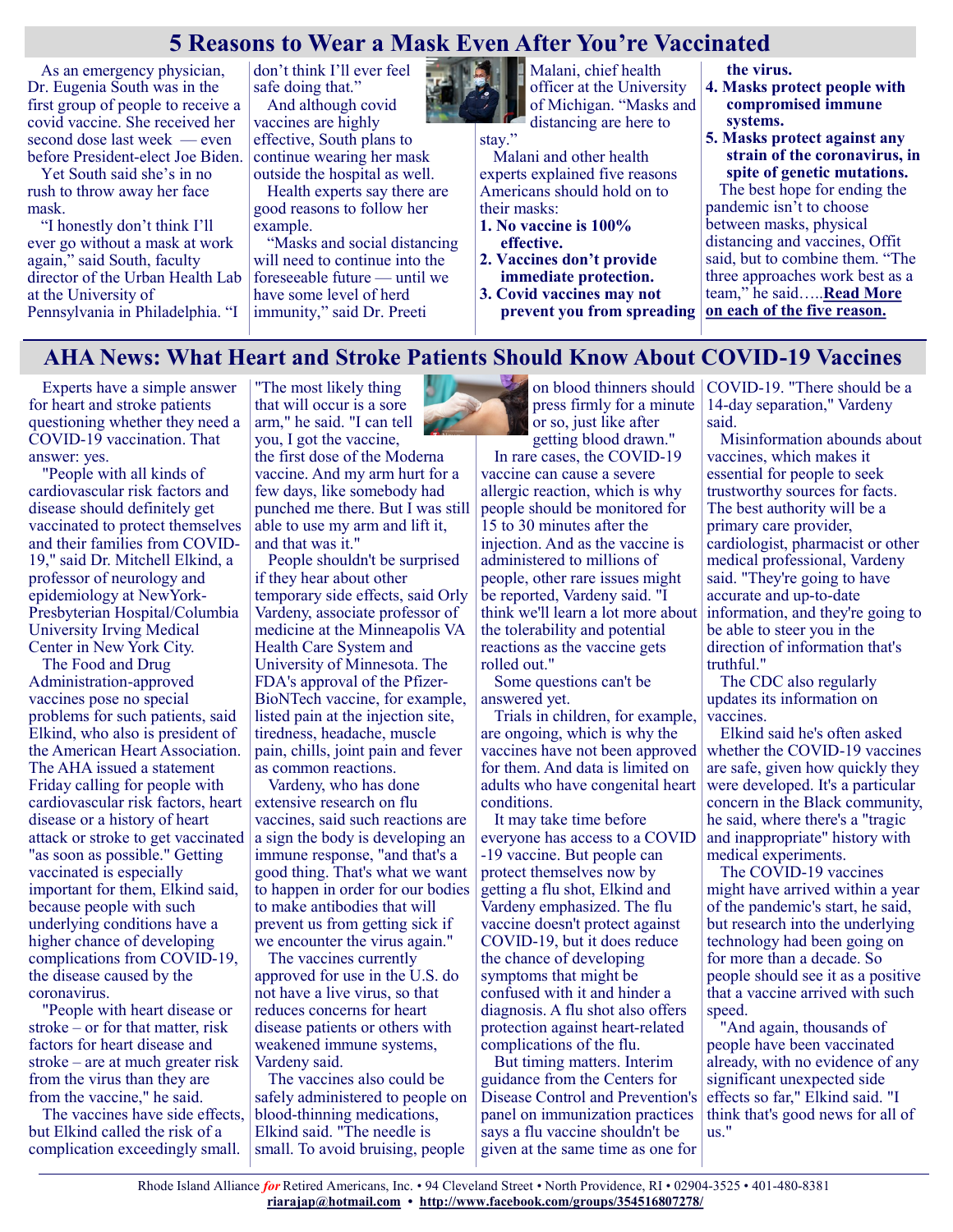## 5 Reasons to Wear a Mask Even After You're Vaccinated

As an emergency physician, Dr. Eugenia South was in the first group of people to receive a covid vaccine. She received her second dose last week — even before President-elect Joe Biden.

Yet South said she's in no rush to throw away her face mask.

"I honestly don't think I'll ever go without a mask at work again," said South, faculty director of the Urban Health Lab at the University of Pennsylvania in Philadelphia. "I don't think I'll ever feel safe doing that."

And although covid vaccines are highly effective, South plans to continue wearing her mask outside the hospital as well.

Health experts say there are good reasons to follow her example.

"Masks and social distancing will need to continue into the foreseeable future — until we have some level of herd immunity," said Dr. Preeti Malani, chief health officer at the University of Michigan. "Masks and distancing are here to stay."

Malani and other health experts explained five reasons Americans should hold on to their masks:

1. **No vaccine is 100% effective.**
2. **Vaccines don't provide immediate protection.**
3. **Covid vaccines may not prevent you from spreading the virus.**
4. **Masks protect people with compromised immune systems.**
5. **Masks protect against any strain of the coronavirus, in spite of genetic mutations.**

The best hope for ending the pandemic isn't to choose between masks, physical distancing and vaccines, Offit said, but to combine them. "The three approaches work best as a team," he said…..**Read More on each of the five reason.**

## AHA News: What Heart and Stroke Patients Should Know About COVID-19 Vaccines

Experts have a simple answer for heart and stroke patients questioning whether they need a COVID-19 vaccination. That answer: yes.

"People with all kinds of cardiovascular risk factors and disease should definitely get vaccinated to protect themselves and their families from COVID-19," said Dr. Mitchell Elkind, a professor of neurology and epidemiology at NewYork-Presbyterian Hospital/Columbia University Irving Medical Center in New York City.

The Food and Drug Administration-approved vaccines pose no special problems for such patients, said Elkind, who also is president of the American Heart Association. The AHA issued a statement Friday calling for people with cardiovascular risk factors, heart disease or a history of heart attack or stroke to get vaccinated "as soon as possible." Getting vaccinated is especially important for them, Elkind said, because people with such underlying conditions have a higher chance of developing complications from COVID-19, the disease caused by the coronavirus.

"People with heart disease or stroke – or for that matter, risk factors for heart disease and stroke – are at much greater risk from the virus than they are from the vaccine," he said.

The vaccines have side effects, but Elkind called the risk of a complication exceedingly small. "The most likely thing that will occur is a sore arm," he said. "I can tell you, I got the vaccine, the first dose of the Moderna vaccine. And my arm hurt for a few days, like somebody had punched me there. But I was still able to use my arm and lift it, and that was it."

People shouldn't be surprised if they hear about other temporary side effects, said Orly Vardeny, associate professor of medicine at the Minneapolis VA Health Care System and University of Minnesota. The FDA's approval of the Pfizer-BioNTech vaccine, for example, listed pain at the injection site, tiredness, headache, muscle pain, chills, joint pain and fever as common reactions.

Vardeny, who has done extensive research on flu vaccines, said such reactions are a sign the body is developing an immune response, "and that's a good thing. That's what we want to happen in order for our bodies to make antibodies that will prevent us from getting sick if we encounter the virus again."

The vaccines currently approved for use in the U.S. do not have a live virus, so that reduces concerns for heart disease patients or others with weakened immune systems, Vardeny said.

The vaccines also could be safely administered to people on blood-thinning medications, Elkind said. "The needle is small. To avoid bruising, people on blood thinners should press firmly for a minute or so, just like after getting blood drawn."

In rare cases, the COVID-19 vaccine can cause a severe allergic reaction, which is why people should be monitored for 15 to 30 minutes after the injection. And as the vaccine is administered to millions of people, other rare issues might be reported, Vardeny said. "I think we'll learn a lot more about the tolerability and potential reactions as the vaccine gets rolled out."

Some questions can't be answered yet.

Trials in children, for example, are ongoing, which is why the vaccines have not been approved for them. And data is limited on adults who have congenital heart conditions.

It may take time before everyone has access to a COVID -19 vaccine. But people can protect themselves now by getting a flu shot, Elkind and Vardeny emphasized. The flu vaccine doesn't protect against COVID-19, but it does reduce the chance of developing symptoms that might be confused with it and hinder a diagnosis. A flu shot also offers protection against heart-related complications of the flu.

But timing matters. Interim guidance from the Centers for Disease Control and Prevention's panel on immunization practices says a flu vaccine shouldn't be given at the same time as one for COVID-19. "There should be a 14-day separation," Vardeny said.

Misinformation abounds about vaccines, which makes it essential for people to seek trustworthy sources for facts. The best authority will be a primary care provider, cardiologist, pharmacist or other medical professional, Vardeny said. "They're going to have accurate and up-to-date information, and they're going to be able to steer you in the direction of information that's truthful."

The CDC also regularly updates its information on vaccines.

Elkind said he's often asked whether the COVID-19 vaccines are safe, given how quickly they were developed. It's a particular concern in the Black community, he said, where there's a "tragic and inappropriate" history with medical experiments.

The COVID-19 vaccines might have arrived within a year of the pandemic's start, he said, but research into the underlying technology had been going on for more than a decade. So people should see it as a positive that a vaccine arrived with such speed.

"And again, thousands of people have been vaccinated already, with no evidence of any significant unexpected side effects so far," Elkind said. "I think that's good news for all of us."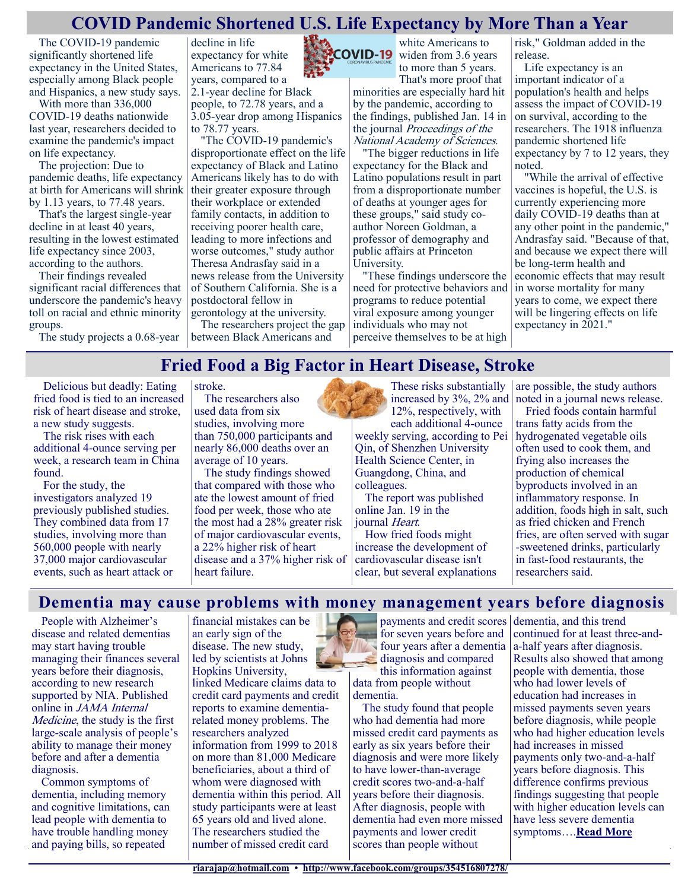## COVID Pandemic Shortened U.S. Life Expectancy by More Than a Year

The COVID-19 pandemic significantly shortened life expectancy in the United States, especially among Black people and Hispanics, a new study says.

With more than 336,000 COVID-19 deaths nationwide last year, researchers decided to examine the pandemic's impact on life expectancy.

The projection: Due to pandemic deaths, life expectancy at birth for Americans will shrink by 1.13 years, to 77.48 years.

That's the largest single-year decline in at least 40 years, resulting in the lowest estimated life expectancy since 2003, according to the authors.

Their findings revealed significant racial differences that underscore the pandemic's heavy toll on racial and ethnic minority groups.

The study projects a 0.68-year decline in life expectancy for white Americans to 77.84 years, compared to a 2.1-year decline for Black people, to 72.78 years, and a 3.05-year drop among Hispanics to 78.77 years.

"The COVID-19 pandemic's disproportionate effect on the life expectancy of Black and Latino Americans likely has to do with their greater exposure through their workplace or extended family contacts, in addition to receiving poorer health care, leading to more infections and worse outcomes," study author Theresa Andrasfay said in a news release from the University of Southern California. She is a postdoctoral fellow in gerontology at the university.

The researchers project the gap between Black Americans and white Americans to widen from 3.6 years to more than 5 years.

That's more proof that minorities are especially hard hit by the pandemic, according to the findings, published Jan. 14 in the journal *Proceedings of the National Academy of Sciences*.

"The bigger reductions in life expectancy for the Black and Latino populations result in part from a disproportionate number of deaths at younger ages for these groups," said study co-author Noreen Goldman, a professor of demography and public affairs at Princeton University.

"These findings underscore the need for protective behaviors and programs to reduce potential viral exposure among younger individuals who may not perceive themselves to be at high risk," Goldman added in the release.

Life expectancy is an important indicator of a population's health and helps assess the impact of COVID-19 on survival, according to the researchers. The 1918 influenza pandemic shortened life expectancy by 7 to 12 years, they noted.

"While the arrival of effective vaccines is hopeful, the U.S. is currently experiencing more daily COVID-19 deaths than at any other point in the pandemic," Andrasfay said. "Because of that, and because we expect there will be long-term health and economic effects that may result in worse mortality for many years to come, we expect there will be lingering effects on life expectancy in 2021."

## Fried Food a Big Factor in Heart Disease, Stroke

Delicious but deadly: Eating fried food is tied to an increased risk of heart disease and stroke, a new study suggests.

The risk rises with each additional 4-ounce serving per week, a research team in China found.

For the study, the investigators analyzed 19 previously published studies. They combined data from 17 studies, involving more than 560,000 people with nearly 37,000 major cardiovascular events, such as heart attack or stroke.

The researchers also used data from six studies, involving more than 750,000 participants and nearly 86,000 deaths over an average of 10 years.

The study findings showed that compared with those who ate the lowest amount of fried food per week, those who ate the most had a 28% greater risk of major cardiovascular events, a 22% higher risk of heart disease and a 37% higher risk of heart failure.

These risks substantially increased by 3%, 2% and 12%, respectively, with each additional 4-ounce weekly serving, according to Pei Qin, of Shenzhen University Health Science Center, in Guangdong, China, and colleagues.

The report was published online Jan. 19 in the journal *Heart*.

How fried foods might increase the development of cardiovascular disease isn't clear, but several explanations are possible, the study authors noted in a journal news release.

Fried foods contain harmful trans fatty acids from the hydrogenated vegetable oils often used to cook them, and frying also increases the production of chemical byproducts involved in an inflammatory response. In addition, foods high in salt, such as fried chicken and French fries, are often served with sugar-sweetened drinks, particularly in fast-food restaurants, the researchers said.

## Dementia may cause problems with money management years before diagnosis

People with Alzheimer's disease and related dementias may start having trouble managing their finances several years before their diagnosis, according to new research supported by NIA. Published online in *JAMA Internal Medicine*, the study is the first large-scale analysis of people's ability to manage their money before and after a dementia diagnosis.

Common symptoms of dementia, including memory and cognitive limitations, can lead people with dementia to have trouble handling money and paying bills, so repeated financial mistakes can be an early sign of the disease. The new study, led by scientists at Johns Hopkins University, linked Medicare claims data to credit card payments and credit reports to examine dementia-related money problems. The researchers analyzed information from 1999 to 2018 on more than 81,000 Medicare beneficiaries, about a third of whom were diagnosed with dementia within this period. All study participants were at least 65 years old and lived alone. The researchers studied the number of missed credit card payments and credit scores for seven years before and four years after a dementia diagnosis and compared this information against data from people without dementia.

The study found that people who had dementia had more missed credit card payments as early as six years before their diagnosis and were more likely to have lower-than-average credit scores two-and-a-half years before their diagnosis. After diagnosis, people with dementia had even more missed payments and lower credit scores than people without dementia, and this trend continued for at least three-and-a-half years after diagnosis. Results also showed that among people with dementia, those who had lower levels of education had increases in missed payments seven years before diagnosis, while people who had higher education levels had increases in missed payments only two-and-a-half years before diagnosis. This difference confirms previous findings suggesting that people with higher education levels can have less severe dementia symptoms….**Read More**

riarajap@hotmail.com • http://www.facebook.com/groups/354516807278/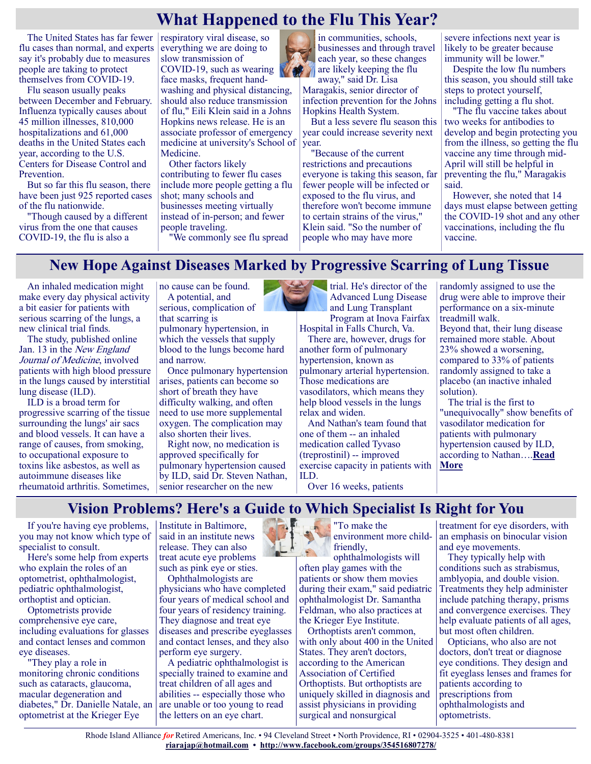# What Happened to the Flu This Year?

The United States has far fewer flu cases than normal, and experts say it's probably due to measures people are taking to protect themselves from COVID-19.

Flu season usually peaks between December and February. Influenza typically causes about 45 million illnesses, 810,000 hospitalizations and 61,000 deaths in the United States each year, according to the U.S. Centers for Disease Control and Prevention.

But so far this flu season, there have been just 925 reported cases of the flu nationwide.

"Though caused by a different virus from the one that causes COVID-19, the flu is also a respiratory viral disease, so everything we are doing to slow transmission of COVID-19, such as wearing face masks, frequent hand-washing and physical distancing, should also reduce transmission of flu," Eili Klein said in a Johns Hopkins news release. He is an associate professor of emergency medicine at university's School of Medicine.

Other factors likely contributing to fewer flu cases include more people getting a flu shot; many schools and businesses meeting virtually instead of in-person; and fewer people traveling.

"We commonly see flu spread in communities, schools, businesses and through travel each year, so these changes are likely keeping the flu away," said Dr. Lisa Maragakis, senior director of infection prevention for the Johns Hopkins Health System.

But a less severe flu season this year could increase severity next year.

"Because of the current restrictions and precautions everyone is taking this season, far fewer people will be infected or exposed to the flu virus, and therefore won't become immune to certain strains of the virus," Klein said. "So the number of people who may have more severe infections next year is likely to be greater because immunity will be lower."

Despite the low flu numbers this season, you should still take steps to protect yourself, including getting a flu shot.

"The flu vaccine takes about two weeks for antibodies to develop and begin protecting you from the illness, so getting the flu vaccine any time through mid-April will still be helpful in preventing the flu," Maragakis said.

However, she noted that 14 days must elapse between getting the COVID-19 shot and any other vaccinations, including the flu vaccine.

# New Hope Against Diseases Marked by Progressive Scarring of Lung Tissue

An inhaled medication might make every day physical activity a bit easier for patients with serious scarring of the lungs, a new clinical trial finds.

The study, published online Jan. 13 in the *New England Journal of Medicine*, involved patients with high blood pressure in the lungs caused by interstitial lung disease (ILD).

ILD is a broad term for progressive scarring of the tissue surrounding the lungs' air sacs and blood vessels. It can have a range of causes, from smoking, to occupational exposure to toxins like asbestos, as well as autoimmune diseases like rheumatoid arthritis. Sometimes, no cause can be found.

A potential, and serious, complication of that scarring is pulmonary hypertension, in which the vessels that supply blood to the lungs become hard and narrow.

Once pulmonary hypertension arises, patients can become so short of breath they have difficulty walking, and often need to use more supplemental oxygen. The complication may also shorten their lives.

Right now, no medication is approved specifically for pulmonary hypertension caused by ILD, said Dr. Steven Nathan, senior researcher on the new trial. He's director of the Advanced Lung Disease and Lung Transplant Program at Inova Fairfax Hospital in Falls Church, Va.

There are, however, drugs for another form of pulmonary hypertension, known as pulmonary arterial hypertension. Those medications are vasodilators, which means they help blood vessels in the lungs relax and widen.

And Nathan's team found that one of them -- an inhaled medication called Tyvaso (treprostinil) -- improved exercise capacity in patients with ILD.

Over 16 weeks, patients randomly assigned to use the drug were able to improve their performance on a six-minute treadmill walk.

Beyond that, their lung disease remained more stable. About 23% showed a worsening, compared to 33% of patients randomly assigned to take a placebo (an inactive inhaled solution).

The trial is the first to "unequivocally" show benefits of vasodilator medication for patients with pulmonary hypertension caused by ILD, according to Nathan….**Read More**

# Vision Problems? Here's a Guide to Which Specialist Is Right for You

If you're having eye problems, you may not know which type of specialist to consult.

Here's some help from experts who explain the roles of an optometrist, ophthalmologist, pediatric ophthalmologist, orthoptist and optician.

Optometrists provide comprehensive eye care, including evaluations for glasses and contact lenses and common eye diseases.

"They play a role in monitoring chronic conditions such as cataracts, glaucoma, macular degeneration and diabetes," Dr. Danielle Natale, an optometrist at the Krieger Eye Institute in Baltimore, said in an institute news release. They can also treat acute eye problems such as pink eye or sties.

Ophthalmologists are physicians who have completed four years of medical school and four years of residency training. They diagnose and treat eye diseases and prescribe eyeglasses and contact lenses, and they also perform eye surgery.

A pediatric ophthalmologist is specially trained to examine and treat children of all ages and abilities -- especially those who are unable or too young to read the letters on an eye chart.

"To make the environment more child-friendly, ophthalmologists will often play games with the patients or show them movies during their exam," said pediatric ophthalmologist Dr. Samantha Feldman, who also practices at the Krieger Eye Institute.

Orthoptists aren't common, with only about 400 in the United States. They aren't doctors, according to the American Association of Certified Orthoptists. But orthoptists are uniquely skilled in diagnosis and assist physicians in providing surgical and nonsurgical treatment for eye disorders, with an emphasis on binocular vision and eye movements.

They typically help with conditions such as strabismus, amblyopia, and double vision. Treatments they help administer include patching therapy, prisms and convergence exercises. They help evaluate patients of all ages, but most often children.

Opticians, who also are not doctors, don't treat or diagnose eye conditions. They design and fit eyeglass lenses and frames for patients according to prescriptions from ophthalmologists and optometrists.

Rhode Island Alliance *for* Retired Americans, Inc. • 94 Cleveland Street • North Providence, RI • 02904-3525 • 401-480-8381
**riarajap@hotmail.com** • **http://www.facebook.com/groups/354516807278/**